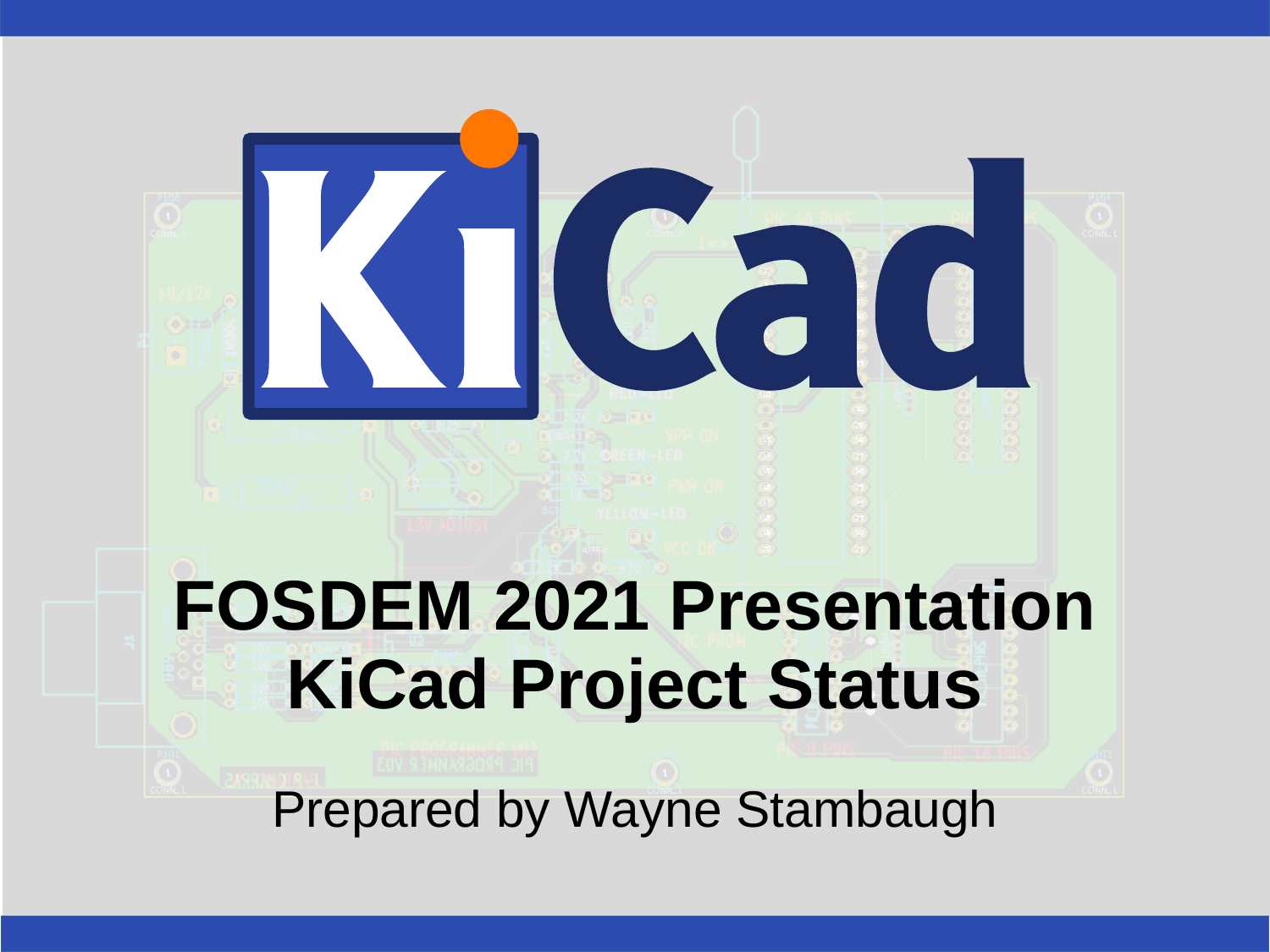# FOSDEM 2021 Presentation
# KiCad Project Status

Prepared by Wayne Stambaugh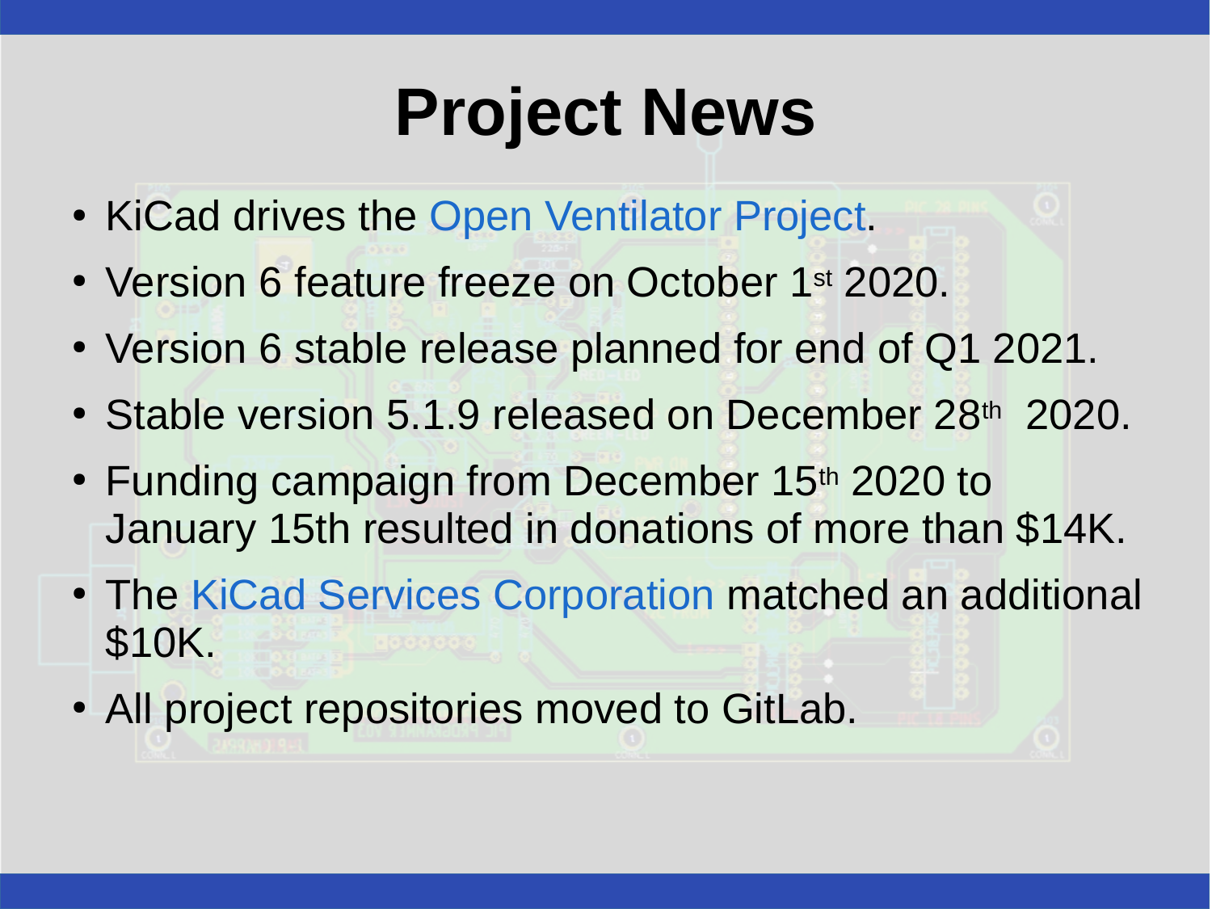# Project News

- KiCad drives the Open Ventilator Project.
- Version 6 feature freeze on October 1st 2020.
- Version 6 stable release planned for end of Q1 2021.
- Stable version 5.1.9 released on December 28th 2020.
- Funding campaign from December 15th 2020 to January 15th resulted in donations of more than $14K.
- The KiCad Services Corporation matched an additional $10K.
- All project repositories moved to GitLab.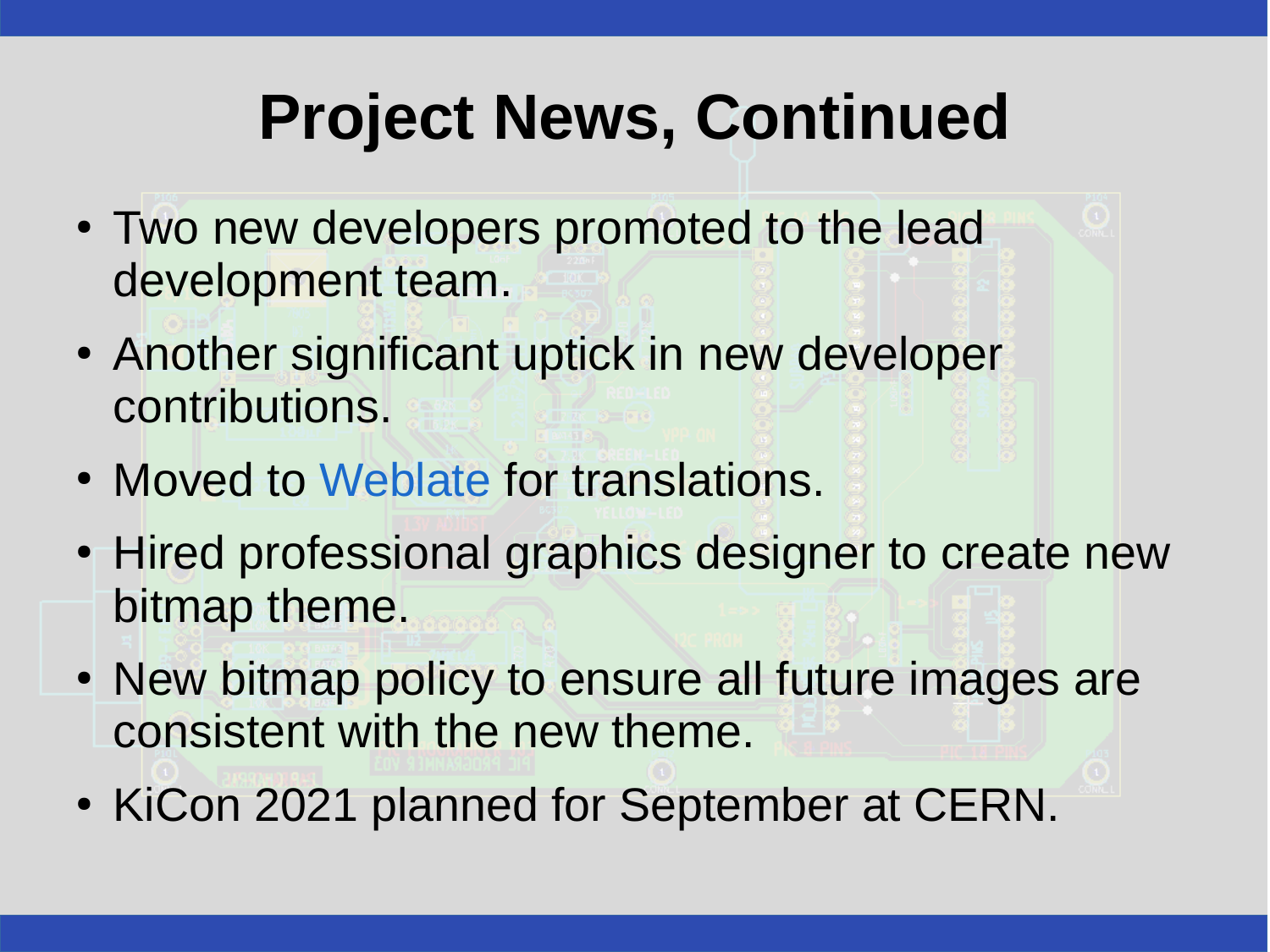# Project News, Continued

- Two new developers promoted to the lead development team.
- Another significant uptick in new developer contributions.
- Moved to Weblate for translations.
- Hired professional graphics designer to create new bitmap theme.
- New bitmap policy to ensure all future images are consistent with the new theme.
- KiCon 2021 planned for September at CERN.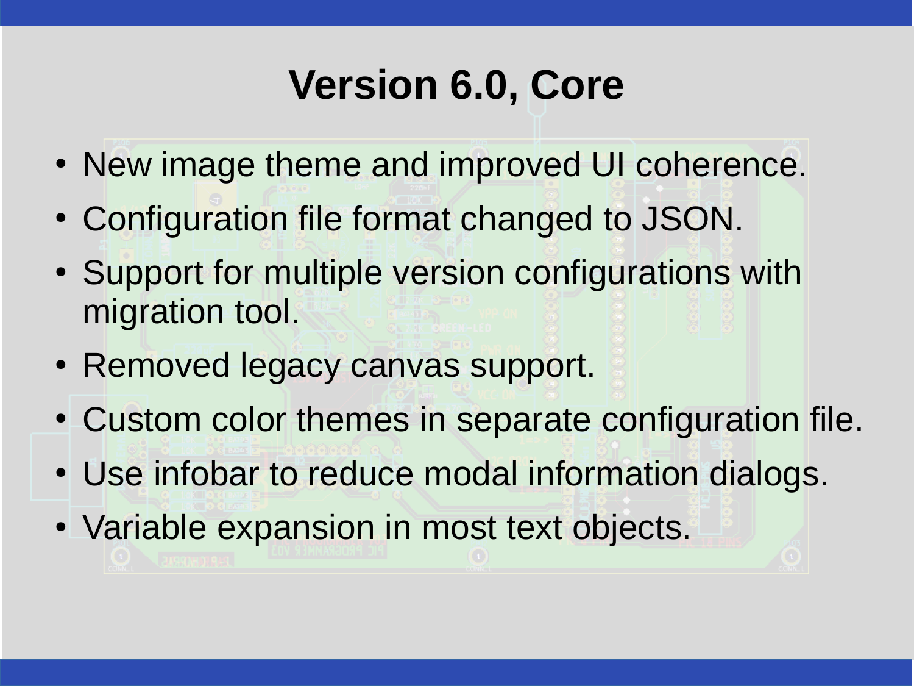# Version 6.0, Core

- New image theme and improved UI coherence.
- Configuration file format changed to JSON.
- Support for multiple version configurations with migration tool.
- Removed legacy canvas support.
- Custom color themes in separate configuration file.
- Use infobar to reduce modal information dialogs.
- Variable expansion in most text objects.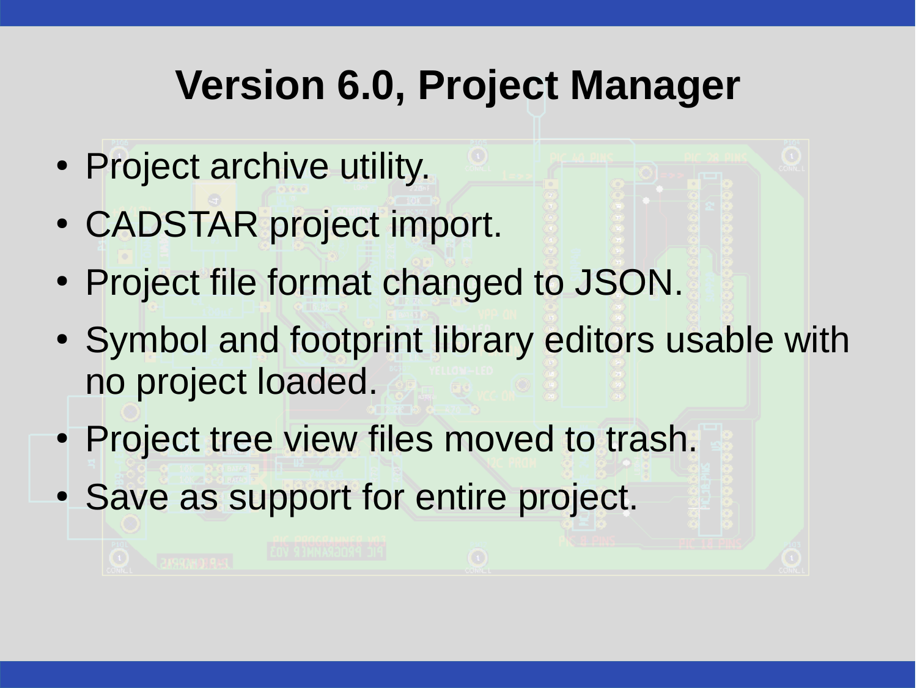# Version 6.0, Project Manager

- Project archive utility.
- CADSTAR project import.
- Project file format changed to JSON.
- Symbol and footprint library editors usable with no project loaded.
- Project tree view files moved to trash.
- Save as support for entire project.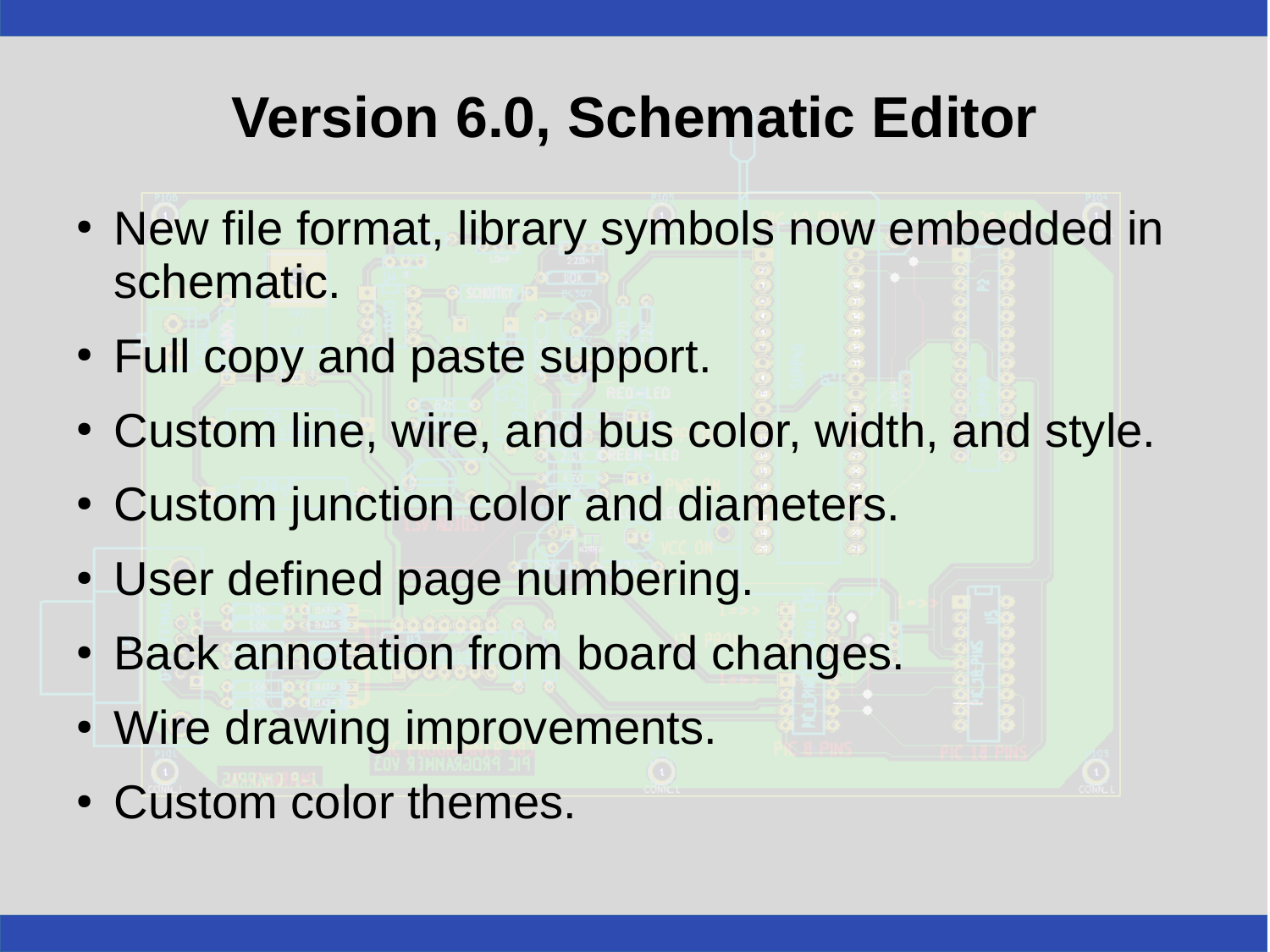# Version 6.0, Schematic Editor

- New file format, library symbols now embedded in schematic.
- Full copy and paste support.
- Custom line, wire, and bus color, width, and style.
- Custom junction color and diameters.
- User defined page numbering.
- Back annotation from board changes.
- Wire drawing improvements.
- Custom color themes.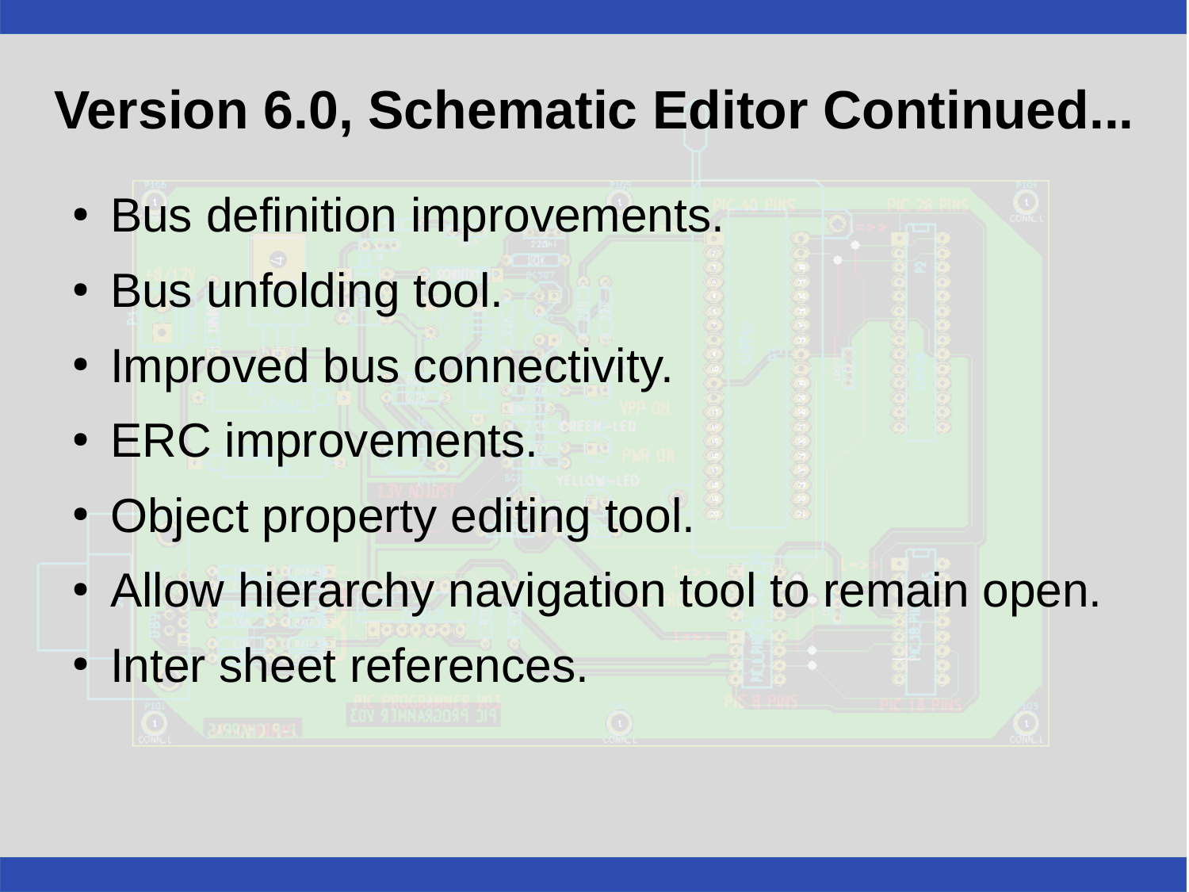# Version 6.0, Schematic Editor Continued...

- Bus definition improvements.
- Bus unfolding tool.
- Improved bus connectivity.
- ERC improvements.
- Object property editing tool.
- Allow hierarchy navigation tool to remain open.
- Inter sheet references.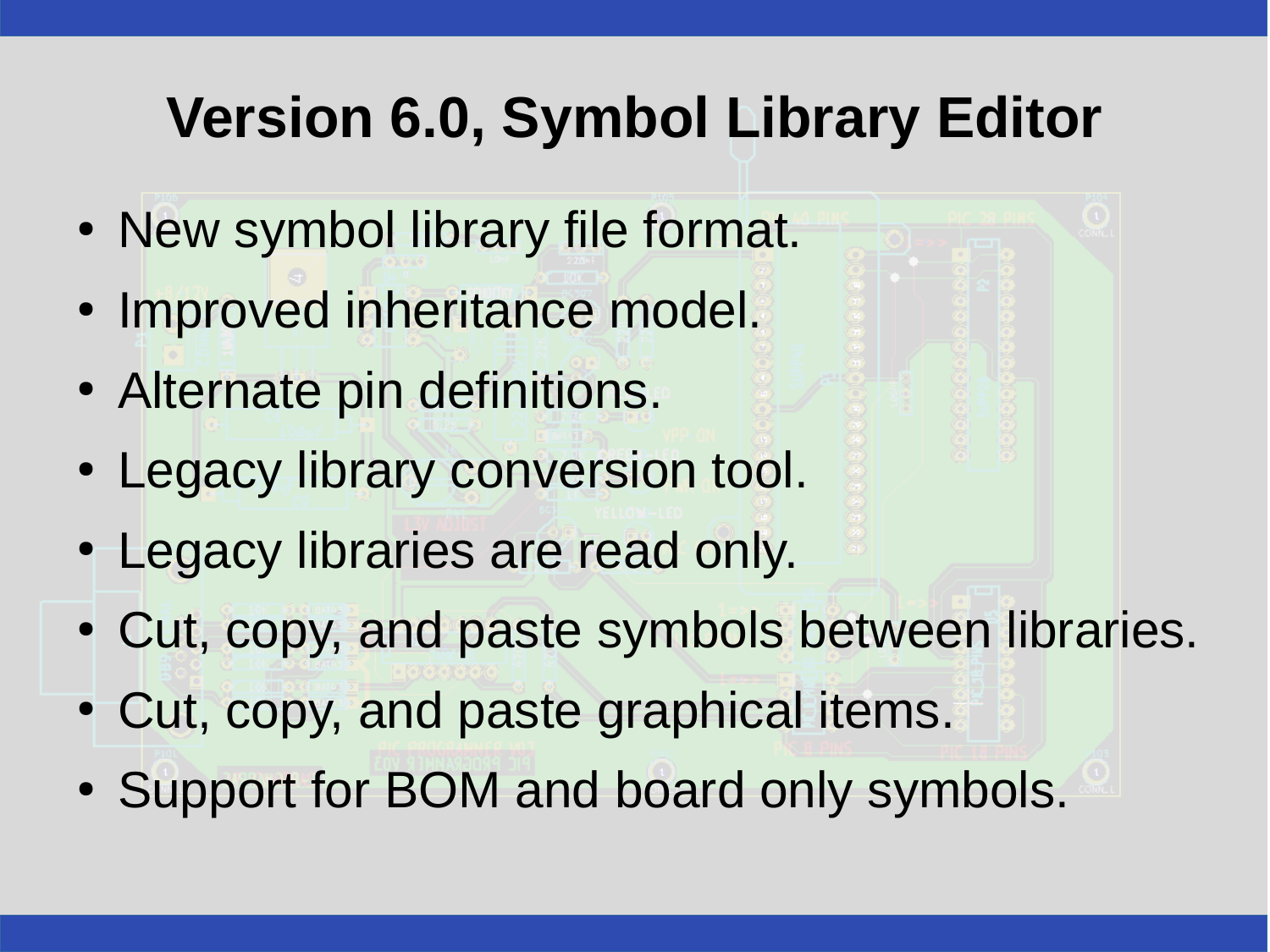# Version 6.0, Symbol Library Editor

- New symbol library file format.
- Improved inheritance model.
- Alternate pin definitions.
- Legacy library conversion tool.
- Legacy libraries are read only.
- Cut, copy, and paste symbols between libraries.
- Cut, copy, and paste graphical items.
- Support for BOM and board only symbols.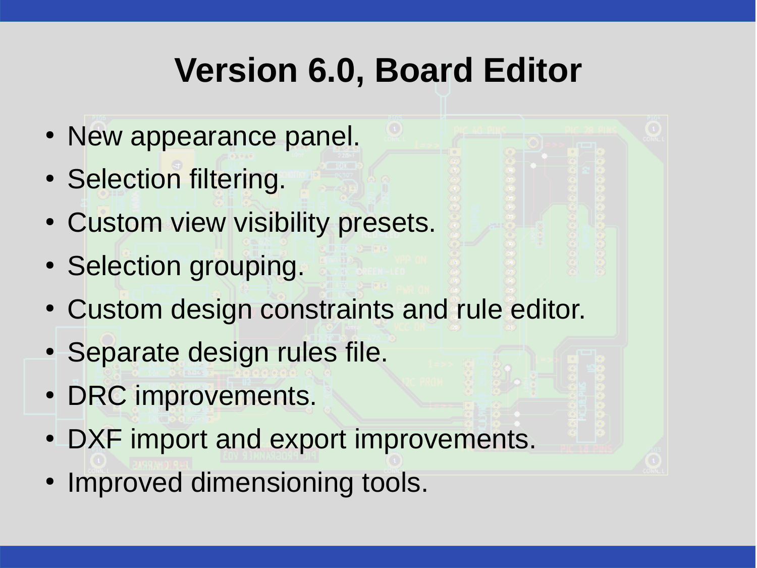# Version 6.0, Board Editor

- New appearance panel.
- Selection filtering.
- Custom view visibility presets.
- Selection grouping.
- Custom design constraints and rule editor.
- Separate design rules file.
- DRC improvements.
- DXF import and export improvements.
- Improved dimensioning tools.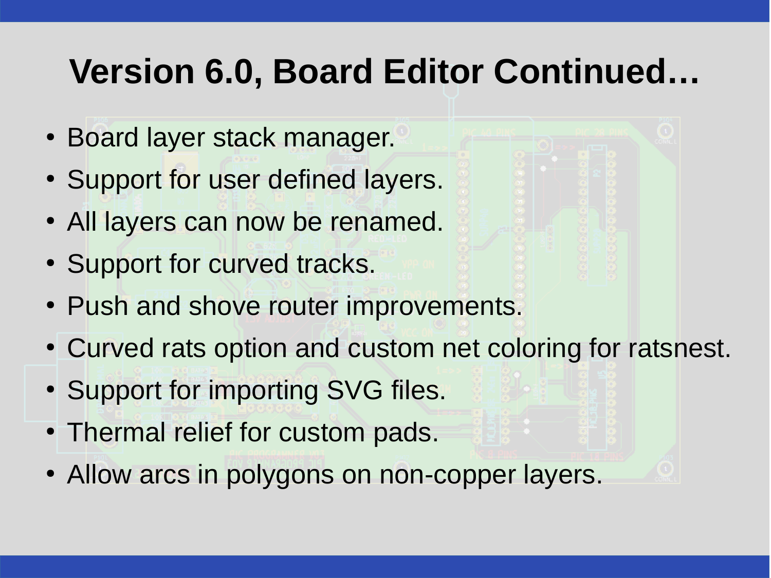# Version 6.0, Board Editor Continued…

- Board layer stack manager.
- Support for user defined layers.
- All layers can now be renamed.
- Support for curved tracks.
- Push and shove router improvements.
- Curved rats option and custom net coloring for ratsnest.
- Support for importing SVG files.
- Thermal relief for custom pads.
- Allow arcs in polygons on non-copper layers.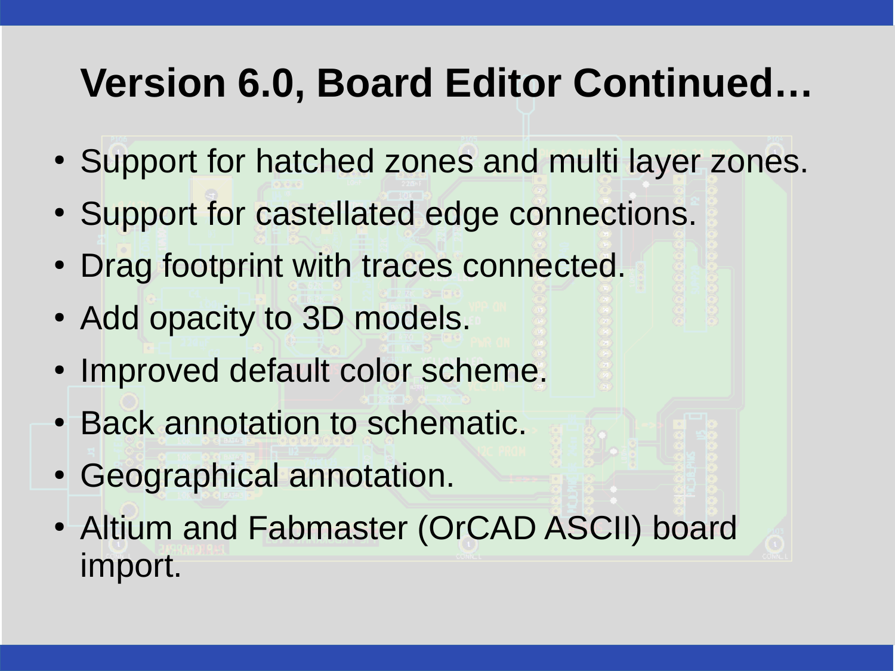# Version 6.0, Board Editor Continued…

- Support for hatched zones and multi layer zones.
- Support for castellated edge connections.
- Drag footprint with traces connected.
- Add opacity to 3D models.
- Improved default color scheme.
- Back annotation to schematic.
- Geographical annotation.
- Altium and Fabmaster (OrCAD ASCII) board import.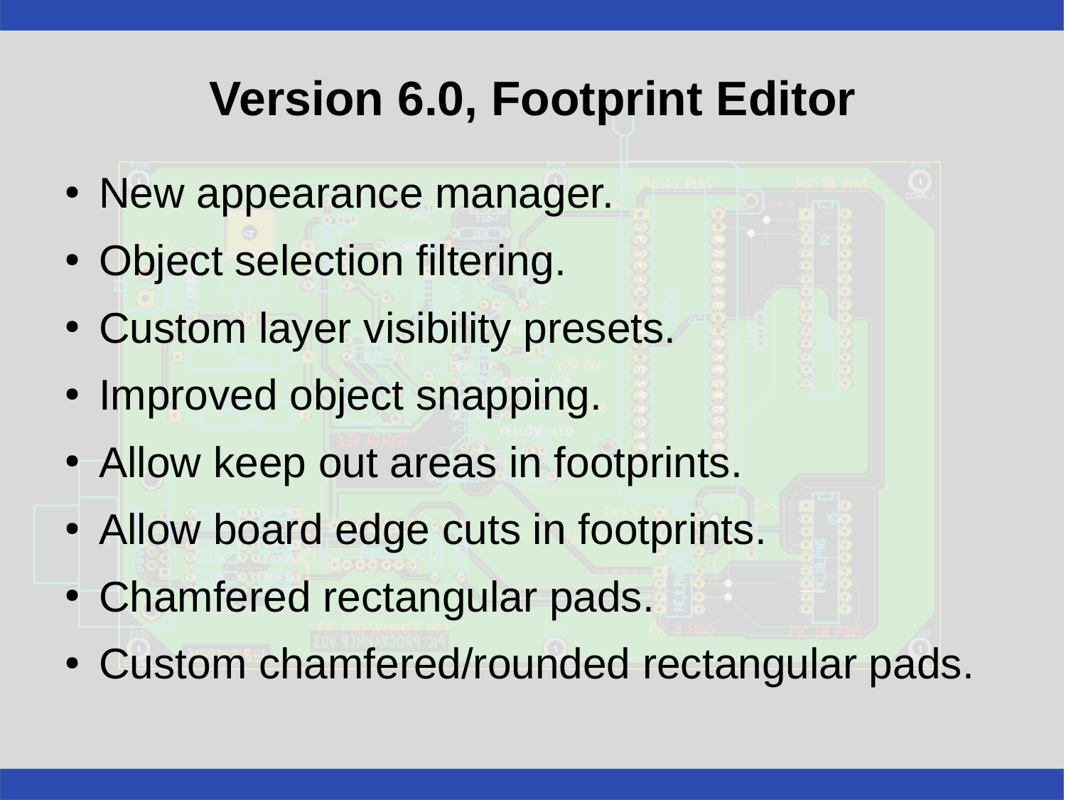# Version 6.0, Footprint Editor

- New appearance manager.
- Object selection filtering.
- Custom layer visibility presets.
- Improved object snapping.
- Allow keep out areas in footprints.
- Allow board edge cuts in footprints.
- Chamfered rectangular pads.
- Custom chamfered/rounded rectangular pads.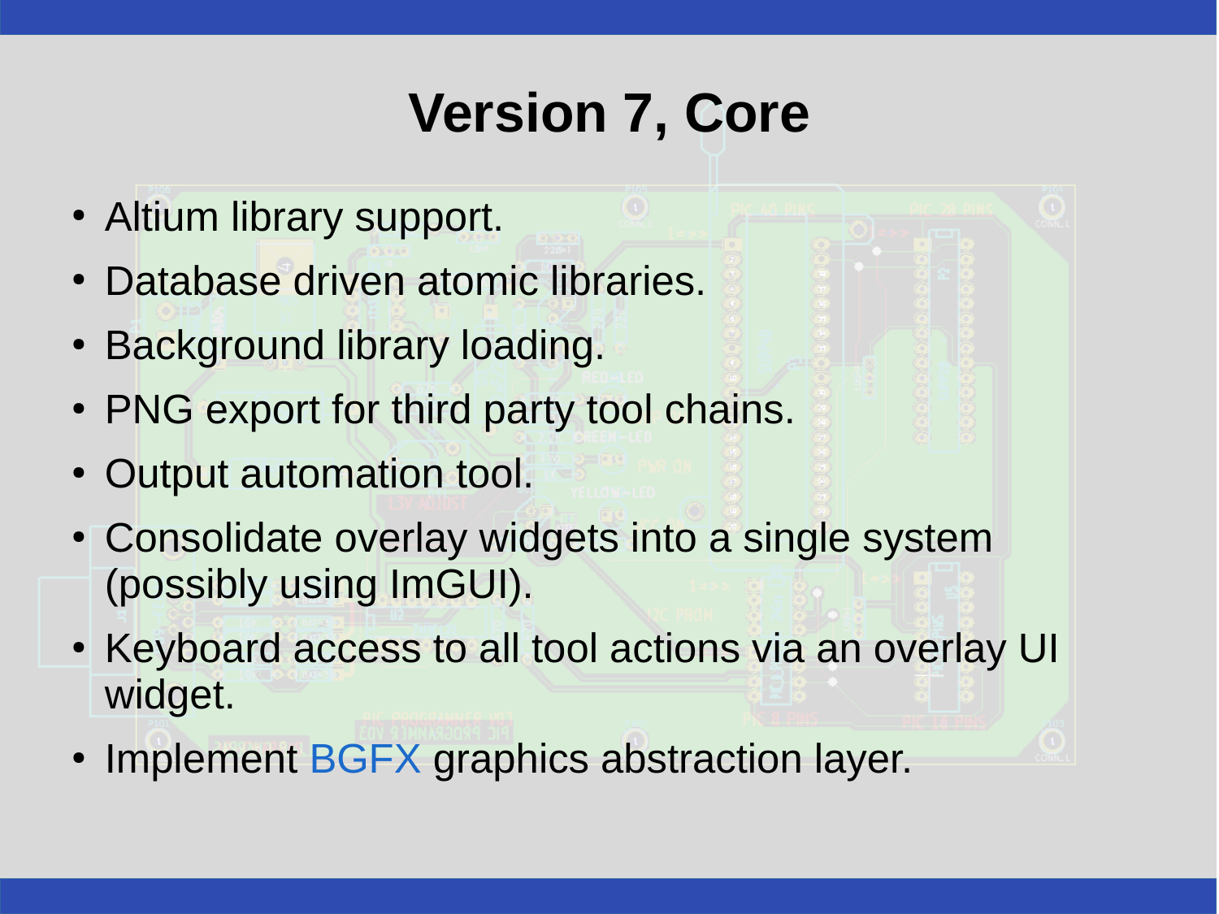# Version 7, Core

- Altium library support.
- Database driven atomic libraries.
- Background library loading.
- PNG export for third party tool chains.
- Output automation tool.
- Consolidate overlay widgets into a single system (possibly using ImGUI).
- Keyboard access to all tool actions via an overlay UI widget.
- Implement BGFX graphics abstraction layer.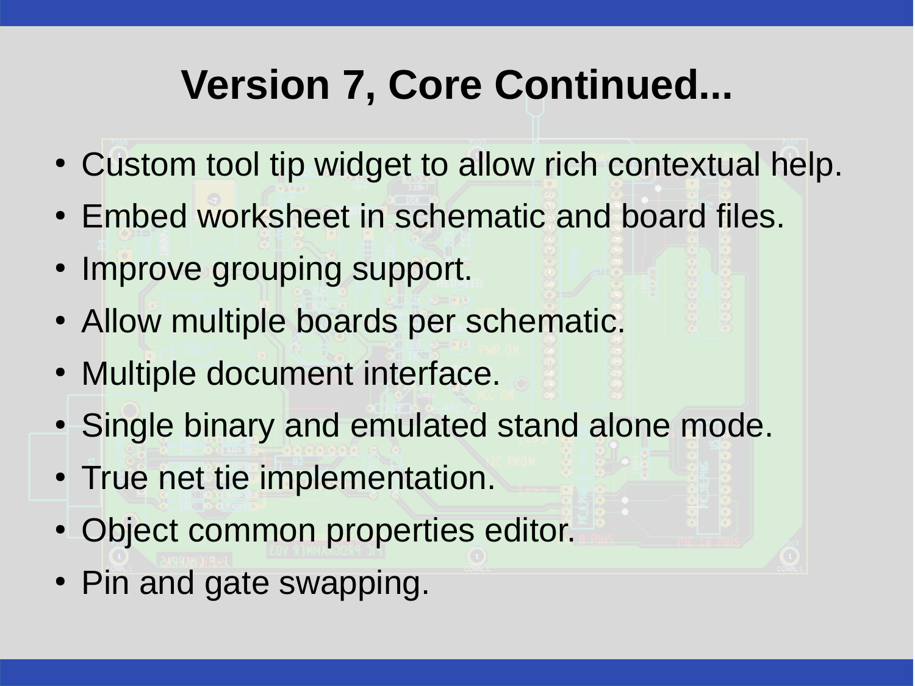# Version 7, Core Continued...

- Custom tool tip widget to allow rich contextual help.
- Embed worksheet in schematic and board files.
- Improve grouping support.
- Allow multiple boards per schematic.
- Multiple document interface.
- Single binary and emulated stand alone mode.
- True net tie implementation.
- Object common properties editor.
- Pin and gate swapping.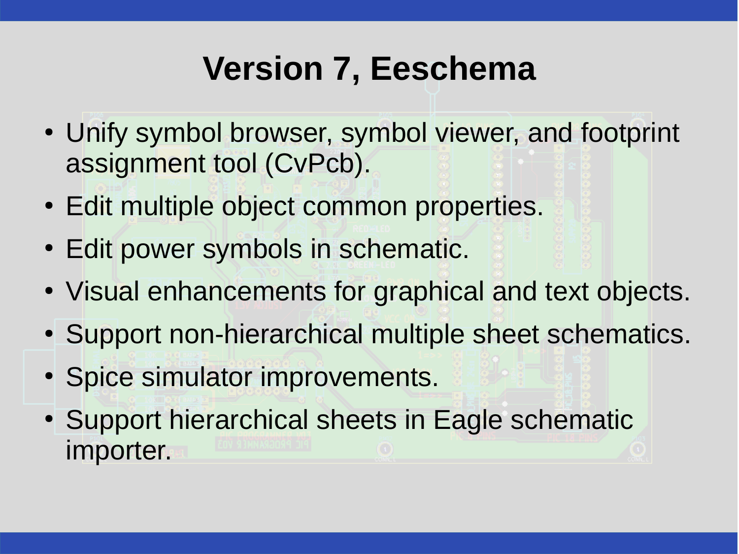# Version 7, Eeschema

- Unify symbol browser, symbol viewer, and footprint assignment tool (CvPcb).
- Edit multiple object common properties.
- Edit power symbols in schematic.
- Visual enhancements for graphical and text objects.
- Support non-hierarchical multiple sheet schematics.
- Spice simulator improvements.
- Support hierarchical sheets in Eagle schematic importer.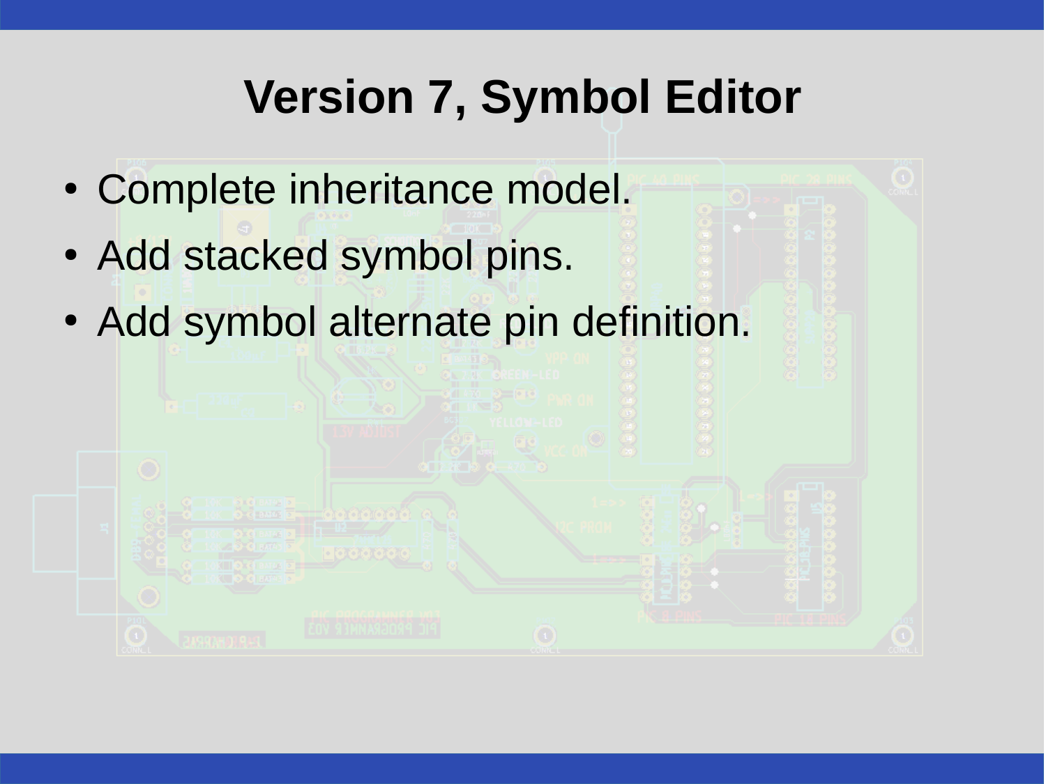# Version 7, Symbol Editor

- Complete inheritance model.
- Add stacked symbol pins.
- Add symbol alternate pin definition.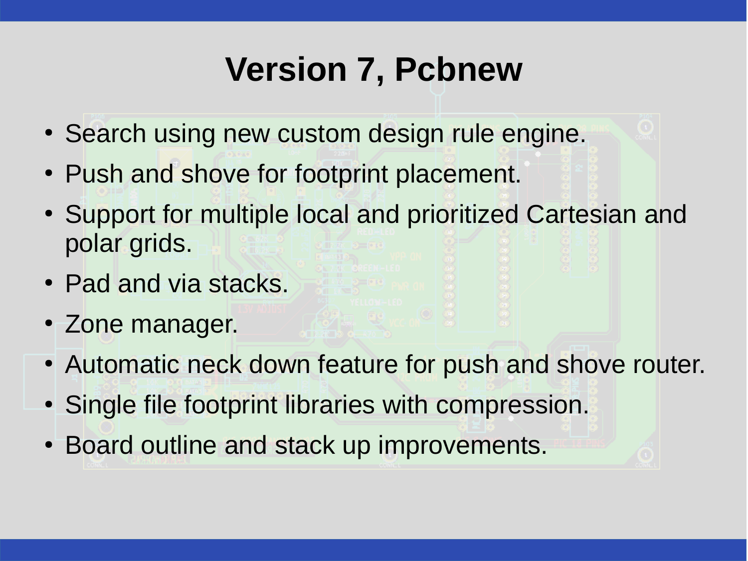# Version 7, Pcbnew

- Search using new custom design rule engine.
- Push and shove for footprint placement.
- Support for multiple local and prioritized Cartesian and polar grids.
- Pad and via stacks.
- Zone manager.
- Automatic neck down feature for push and shove router.
- Single file footprint libraries with compression.
- Board outline and stack up improvements.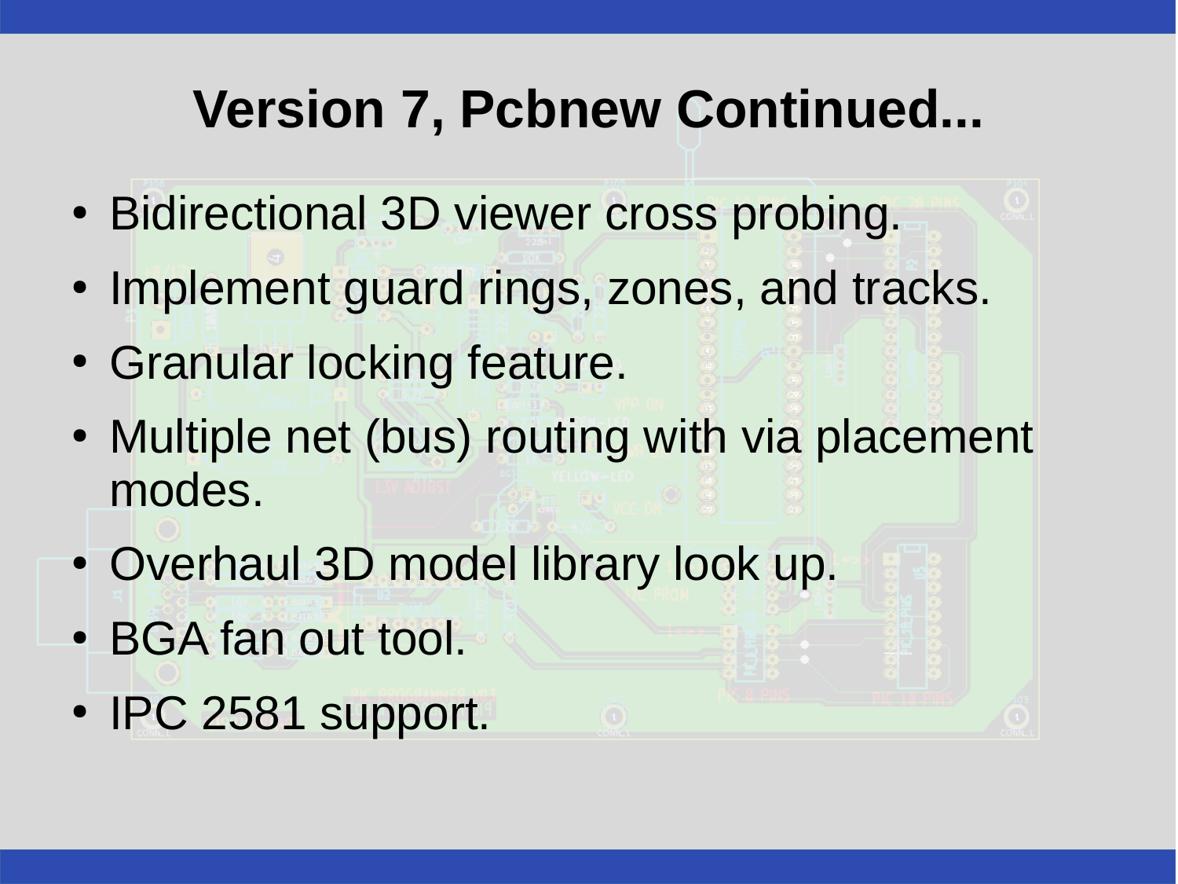# Version 7, Pcbnew Continued...

- Bidirectional 3D viewer cross probing.
- Implement guard rings, zones, and tracks.
- Granular locking feature.
- Multiple net (bus) routing with via placement modes.
- Overhaul 3D model library look up.
- BGA fan out tool.
- IPC 2581 support.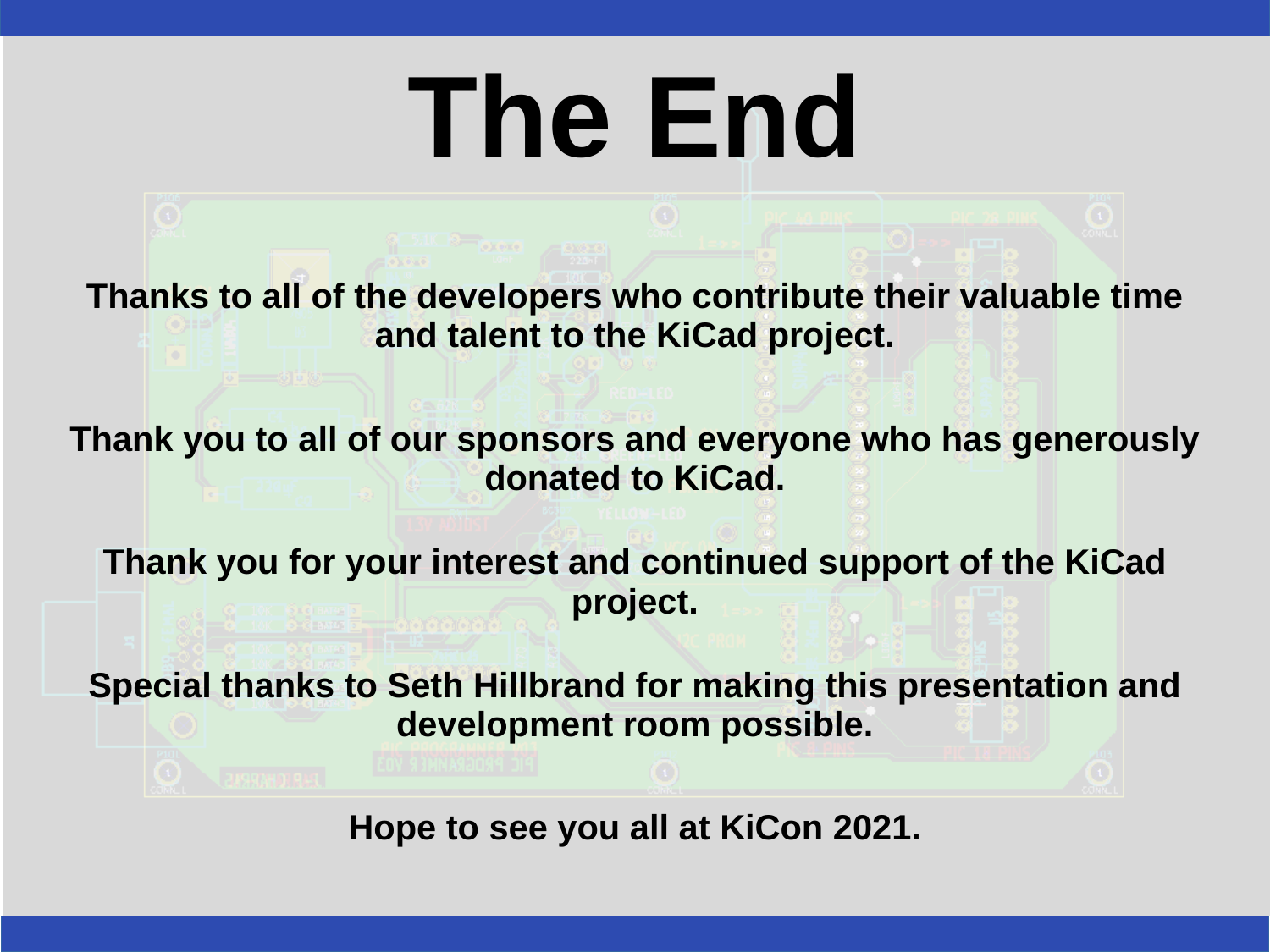# The End

**Thanks to all of the developers who contribute their valuable time and talent to the KiCad project.**

**Thank you to all of our sponsors and everyone who has generously donated to KiCad.**

**Thank you for your interest and continued support of the KiCad project.**

**Special thanks to Seth Hillbrand for making this presentation and development room possible.**

**Hope to see you all at KiCon 2021.**